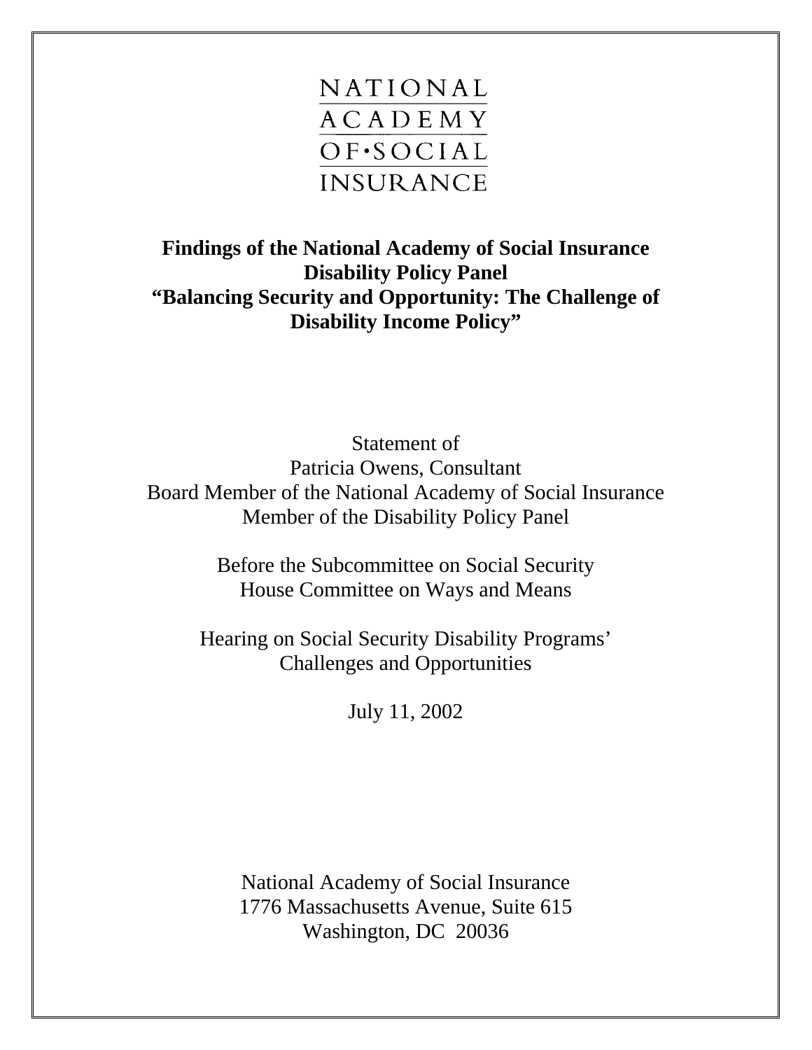NATIONAL
ACADEMY
OF·SOCIAL
INSURANCE

# Findings of the National Academy of Social Insurance Disability Policy Panel "Balancing Security and Opportunity: The Challenge of Disability Income Policy"

Statement of
Patricia Owens, Consultant
Board Member of the National Academy of Social Insurance
Member of the Disability Policy Panel

Before the Subcommittee on Social Security
House Committee on Ways and Means

Hearing on Social Security Disability Programs' Challenges and Opportunities

July 11, 2002

National Academy of Social Insurance
1776 Massachusetts Avenue, Suite 615
Washington, DC 20036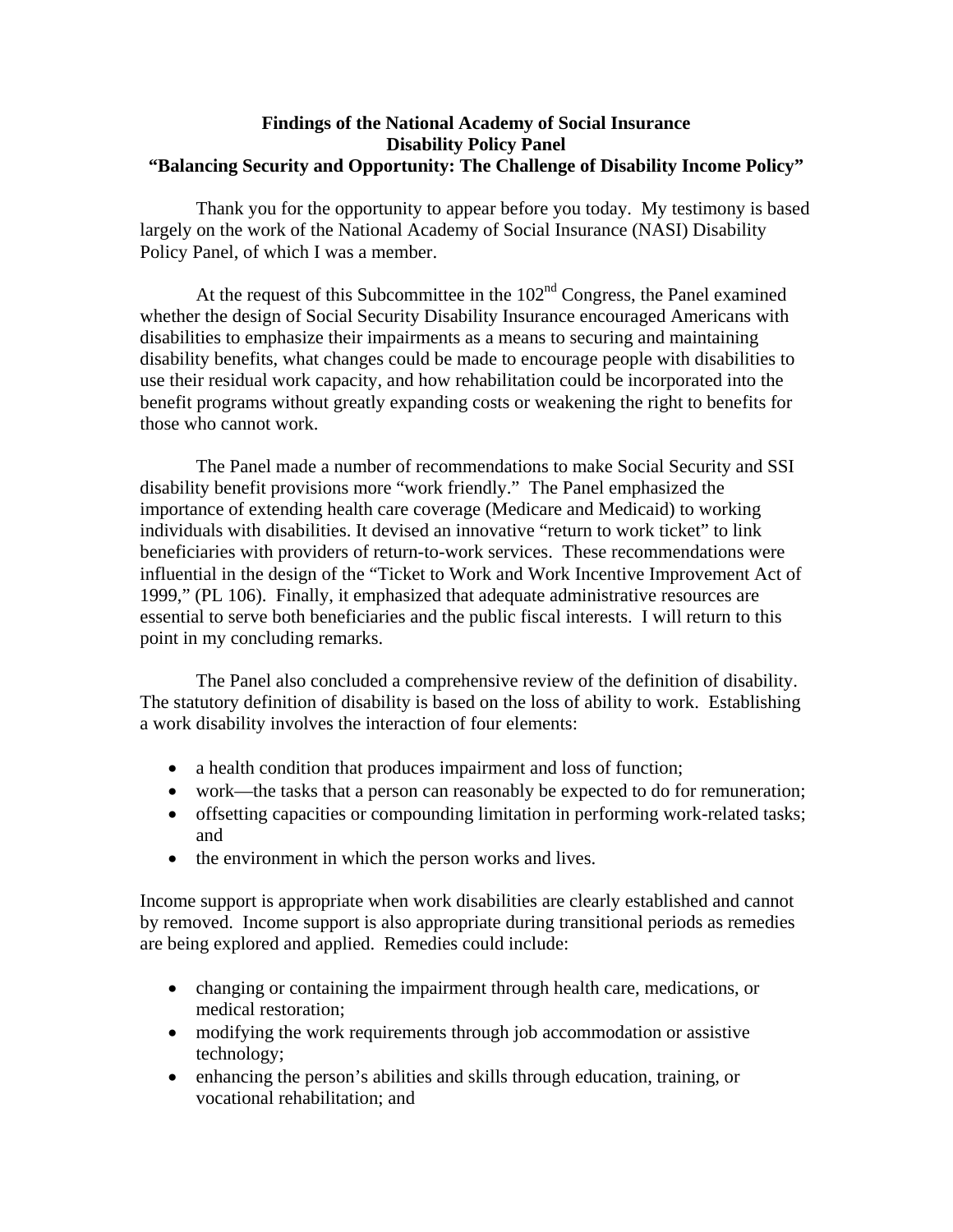**Findings of the National Academy of Social Insurance**
**Disability Policy Panel**
**"Balancing Security and Opportunity: The Challenge of Disability Income Policy"**

Thank you for the opportunity to appear before you today. My testimony is based largely on the work of the National Academy of Social Insurance (NASI) Disability Policy Panel, of which I was a member.

At the request of this Subcommittee in the 102nd Congress, the Panel examined whether the design of Social Security Disability Insurance encouraged Americans with disabilities to emphasize their impairments as a means to securing and maintaining disability benefits, what changes could be made to encourage people with disabilities to use their residual work capacity, and how rehabilitation could be incorporated into the benefit programs without greatly expanding costs or weakening the right to benefits for those who cannot work.

The Panel made a number of recommendations to make Social Security and SSI disability benefit provisions more "work friendly." The Panel emphasized the importance of extending health care coverage (Medicare and Medicaid) to working individuals with disabilities. It devised an innovative "return to work ticket" to link beneficiaries with providers of return-to-work services. These recommendations were influential in the design of the "Ticket to Work and Work Incentive Improvement Act of 1999," (PL 106). Finally, it emphasized that adequate administrative resources are essential to serve both beneficiaries and the public fiscal interests. I will return to this point in my concluding remarks.

The Panel also concluded a comprehensive review of the definition of disability. The statutory definition of disability is based on the loss of ability to work. Establishing a work disability involves the interaction of four elements:

- a health condition that produces impairment and loss of function;
- work—the tasks that a person can reasonably be expected to do for remuneration;
- offsetting capacities or compounding limitation in performing work-related tasks; and
- the environment in which the person works and lives.

Income support is appropriate when work disabilities are clearly established and cannot by removed. Income support is also appropriate during transitional periods as remedies are being explored and applied. Remedies could include:

- changing or containing the impairment through health care, medications, or medical restoration;
- modifying the work requirements through job accommodation or assistive technology;
- enhancing the person's abilities and skills through education, training, or vocational rehabilitation; and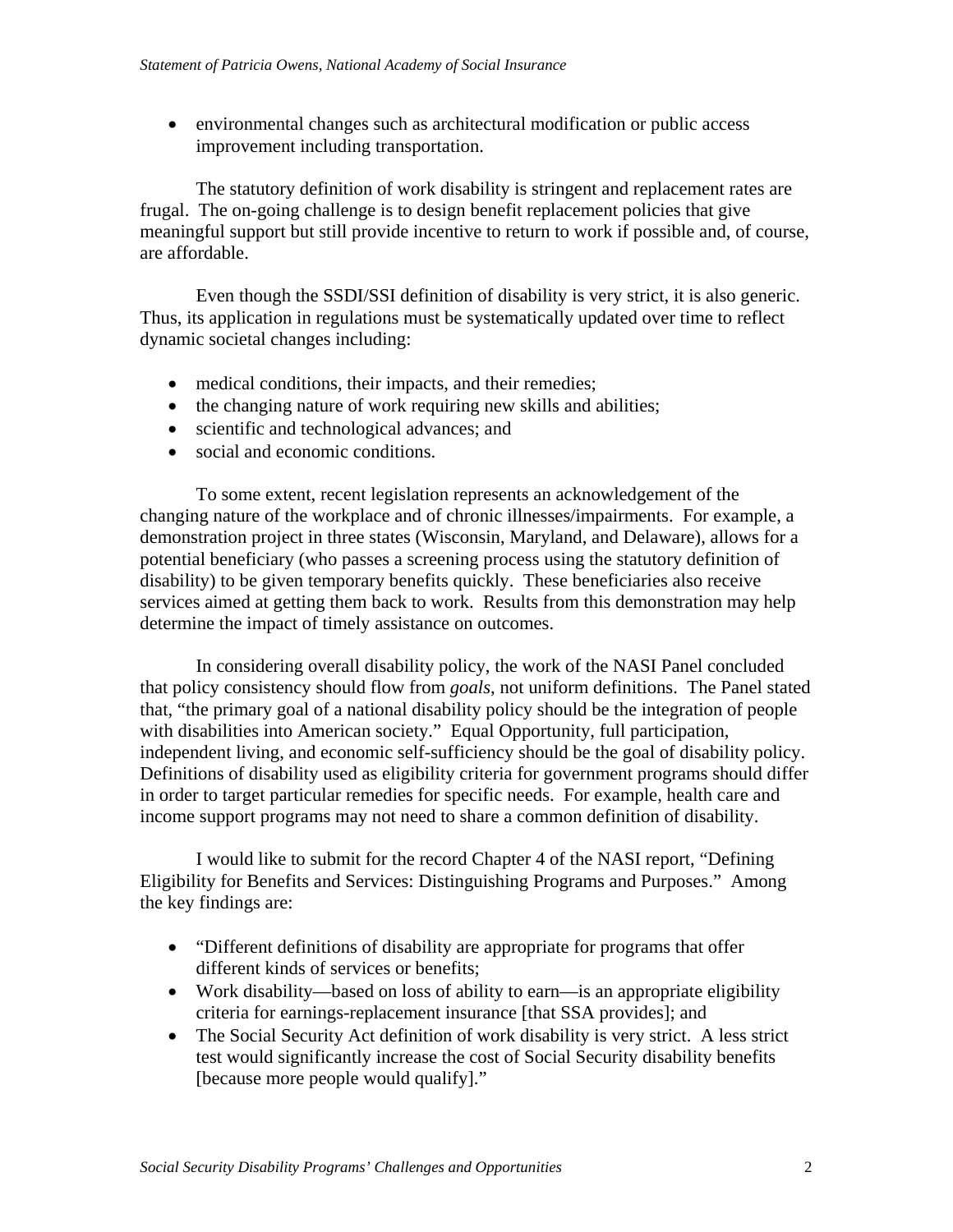- environmental changes such as architectural modification or public access improvement including transportation.

The statutory definition of work disability is stringent and replacement rates are frugal. The on-going challenge is to design benefit replacement policies that give meaningful support but still provide incentive to return to work if possible and, of course, are affordable.

Even though the SSDI/SSI definition of disability is very strict, it is also generic. Thus, its application in regulations must be systematically updated over time to reflect dynamic societal changes including:

- medical conditions, their impacts, and their remedies;
- the changing nature of work requiring new skills and abilities;
- scientific and technological advances; and
- social and economic conditions.

To some extent, recent legislation represents an acknowledgement of the changing nature of the workplace and of chronic illnesses/impairments. For example, a demonstration project in three states (Wisconsin, Maryland, and Delaware), allows for a potential beneficiary (who passes a screening process using the statutory definition of disability) to be given temporary benefits quickly. These beneficiaries also receive services aimed at getting them back to work. Results from this demonstration may help determine the impact of timely assistance on outcomes.

In considering overall disability policy, the work of the NASI Panel concluded that policy consistency should flow from *goals*, not uniform definitions. The Panel stated that, "the primary goal of a national disability policy should be the integration of people with disabilities into American society." Equal Opportunity, full participation, independent living, and economic self-sufficiency should be the goal of disability policy. Definitions of disability used as eligibility criteria for government programs should differ in order to target particular remedies for specific needs. For example, health care and income support programs may not need to share a common definition of disability.

I would like to submit for the record Chapter 4 of the NASI report, "Defining Eligibility for Benefits and Services: Distinguishing Programs and Purposes." Among the key findings are:

- "Different definitions of disability are appropriate for programs that offer different kinds of services or benefits;
- Work disability—based on loss of ability to earn—is an appropriate eligibility criteria for earnings-replacement insurance [that SSA provides]; and
- The Social Security Act definition of work disability is very strict. A less strict test would significantly increase the cost of Social Security disability benefits [because more people would qualify]."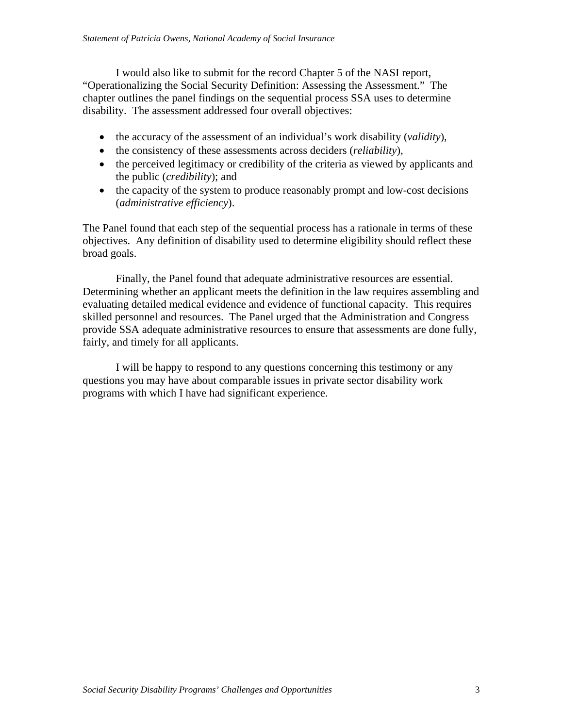I would also like to submit for the record Chapter 5 of the NASI report, "Operationalizing the Social Security Definition: Assessing the Assessment." The chapter outlines the panel findings on the sequential process SSA uses to determine disability. The assessment addressed four overall objectives:

- the accuracy of the assessment of an individual's work disability (*validity*),
- the consistency of these assessments across deciders (*reliability*),
- the perceived legitimacy or credibility of the criteria as viewed by applicants and the public (*credibility*); and
- the capacity of the system to produce reasonably prompt and low-cost decisions (*administrative efficiency*).

The Panel found that each step of the sequential process has a rationale in terms of these objectives. Any definition of disability used to determine eligibility should reflect these broad goals.

Finally, the Panel found that adequate administrative resources are essential. Determining whether an applicant meets the definition in the law requires assembling and evaluating detailed medical evidence and evidence of functional capacity. This requires skilled personnel and resources. The Panel urged that the Administration and Congress provide SSA adequate administrative resources to ensure that assessments are done fully, fairly, and timely for all applicants.

I will be happy to respond to any questions concerning this testimony or any questions you may have about comparable issues in private sector disability work programs with which I have had significant experience.